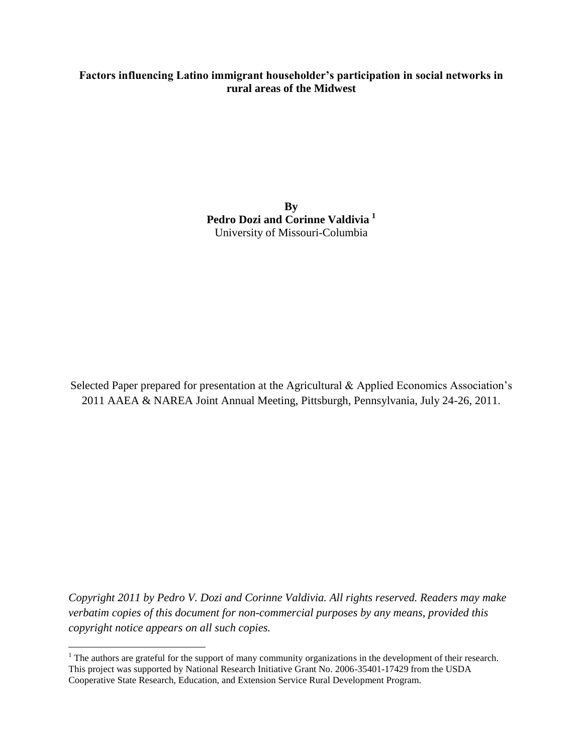# Factors influencing Latino immigrant householder's participation in social networks in rural areas of the Midwest

**By**

**Pedro Dozi and Corinne Valdivia [1]**

University of Missouri-Columbia

Selected Paper prepared for presentation at the Agricultural & Applied Economics Association's 2011 AAEA & NAREA Joint Annual Meeting, Pittsburgh, Pennsylvania, July 24-26, 2011.

*Copyright 2011 by Pedro V. Dozi and Corinne Valdivia. All rights reserved. Readers may make verbatim copies of this document for non-commercial purposes by any means, provided this copyright notice appears on all such copies.*

---

[1] The authors are grateful for the support of many community organizations in the development of their research. This project was supported by National Research Initiative Grant No. 2006-35401-17429 from the USDA Cooperative State Research, Education, and Extension Service Rural Development Program.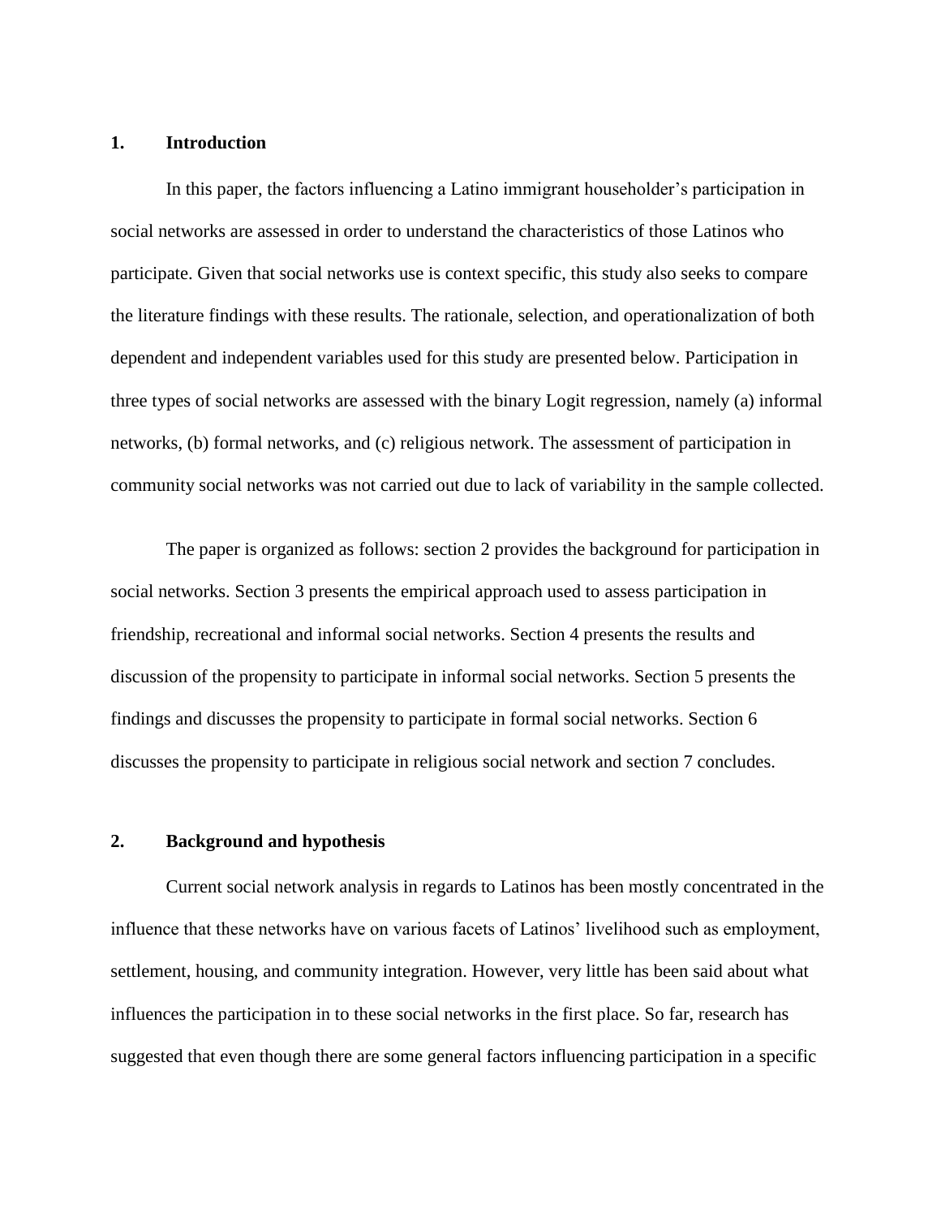## 1. Introduction

In this paper, the factors influencing a Latino immigrant householder's participation in social networks are assessed in order to understand the characteristics of those Latinos who participate. Given that social networks use is context specific, this study also seeks to compare the literature findings with these results. The rationale, selection, and operationalization of both dependent and independent variables used for this study are presented below. Participation in three types of social networks are assessed with the binary Logit regression, namely (a) informal networks, (b) formal networks, and (c) religious network. The assessment of participation in community social networks was not carried out due to lack of variability in the sample collected.

The paper is organized as follows: section 2 provides the background for participation in social networks. Section 3 presents the empirical approach used to assess participation in friendship, recreational and informal social networks. Section 4 presents the results and discussion of the propensity to participate in informal social networks. Section 5 presents the findings and discusses the propensity to participate in formal social networks. Section 6 discusses the propensity to participate in religious social network and section 7 concludes.

## 2. Background and hypothesis

Current social network analysis in regards to Latinos has been mostly concentrated in the influence that these networks have on various facets of Latinos' livelihood such as employment, settlement, housing, and community integration. However, very little has been said about what influences the participation in to these social networks in the first place. So far, research has suggested that even though there are some general factors influencing participation in a specific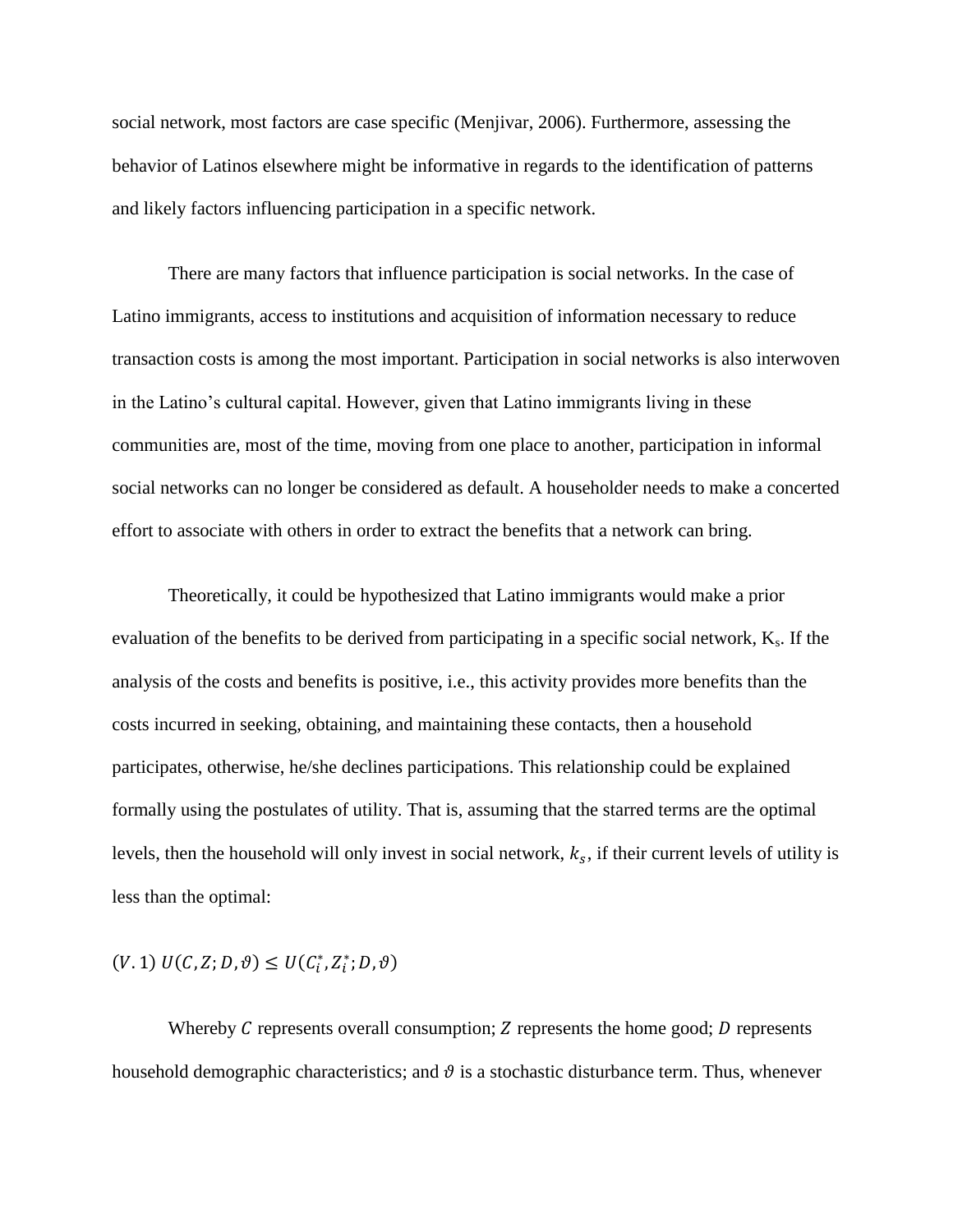social network, most factors are case specific (Menjivar, 2006). Furthermore, assessing the behavior of Latinos elsewhere might be informative in regards to the identification of patterns and likely factors influencing participation in a specific network.

There are many factors that influence participation is social networks. In the case of Latino immigrants, access to institutions and acquisition of information necessary to reduce transaction costs is among the most important. Participation in social networks is also interwoven in the Latino's cultural capital. However, given that Latino immigrants living in these communities are, most of the time, moving from one place to another, participation in informal social networks can no longer be considered as default. A householder needs to make a concerted effort to associate with others in order to extract the benefits that a network can bring.

Theoretically, it could be hypothesized that Latino immigrants would make a prior evaluation of the benefits to be derived from participating in a specific social network, $K_s$. If the analysis of the costs and benefits is positive, i.e., this activity provides more benefits than the costs incurred in seeking, obtaining, and maintaining these contacts, then a household participates, otherwise, he/she declines participations. This relationship could be explained formally using the postulates of utility. That is, assuming that the starred terms are the optimal levels, then the household will only invest in social network, $k_s$, if their current levels of utility is less than the optimal:

$$(V.1)\ U(C, Z; D, \vartheta) \leq U(C_i^*, Z_i^*; D, \vartheta)$$

Whereby $C$ represents overall consumption; $Z$ represents the home good; $D$ represents household demographic characteristics; and $\vartheta$ is a stochastic disturbance term. Thus, whenever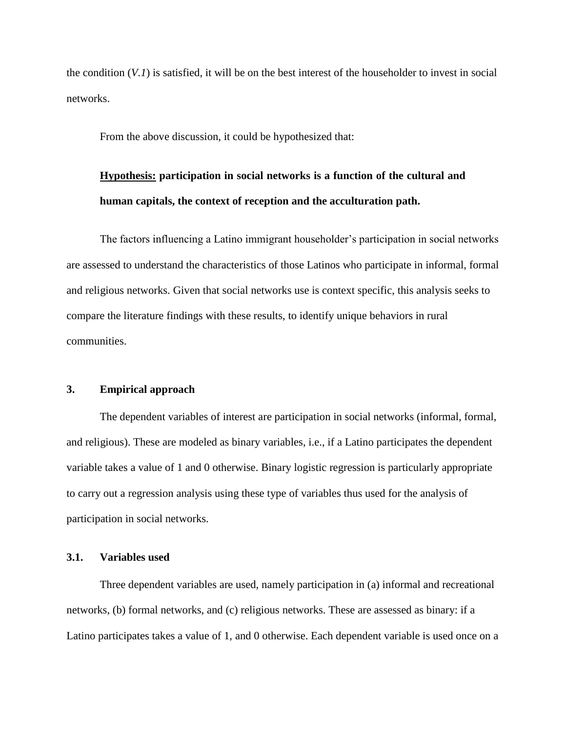the condition (*V.1*) is satisfied, it will be on the best interest of the householder to invest in social networks.

From the above discussion, it could be hypothesized that:

**<u>Hypothesis:</u> participation in social networks is a function of the cultural and human capitals, the context of reception and the acculturation path.**

The factors influencing a Latino immigrant householder's participation in social networks are assessed to understand the characteristics of those Latinos who participate in informal, formal and religious networks. Given that social networks use is context specific, this analysis seeks to compare the literature findings with these results, to identify unique behaviors in rural communities.

## 3. Empirical approach

The dependent variables of interest are participation in social networks (informal, formal, and religious). These are modeled as binary variables, i.e., if a Latino participates the dependent variable takes a value of 1 and 0 otherwise. Binary logistic regression is particularly appropriate to carry out a regression analysis using these type of variables thus used for the analysis of participation in social networks.

### 3.1. Variables used

Three dependent variables are used, namely participation in (a) informal and recreational networks, (b) formal networks, and (c) religious networks. These are assessed as binary: if a Latino participates takes a value of 1, and 0 otherwise. Each dependent variable is used once on a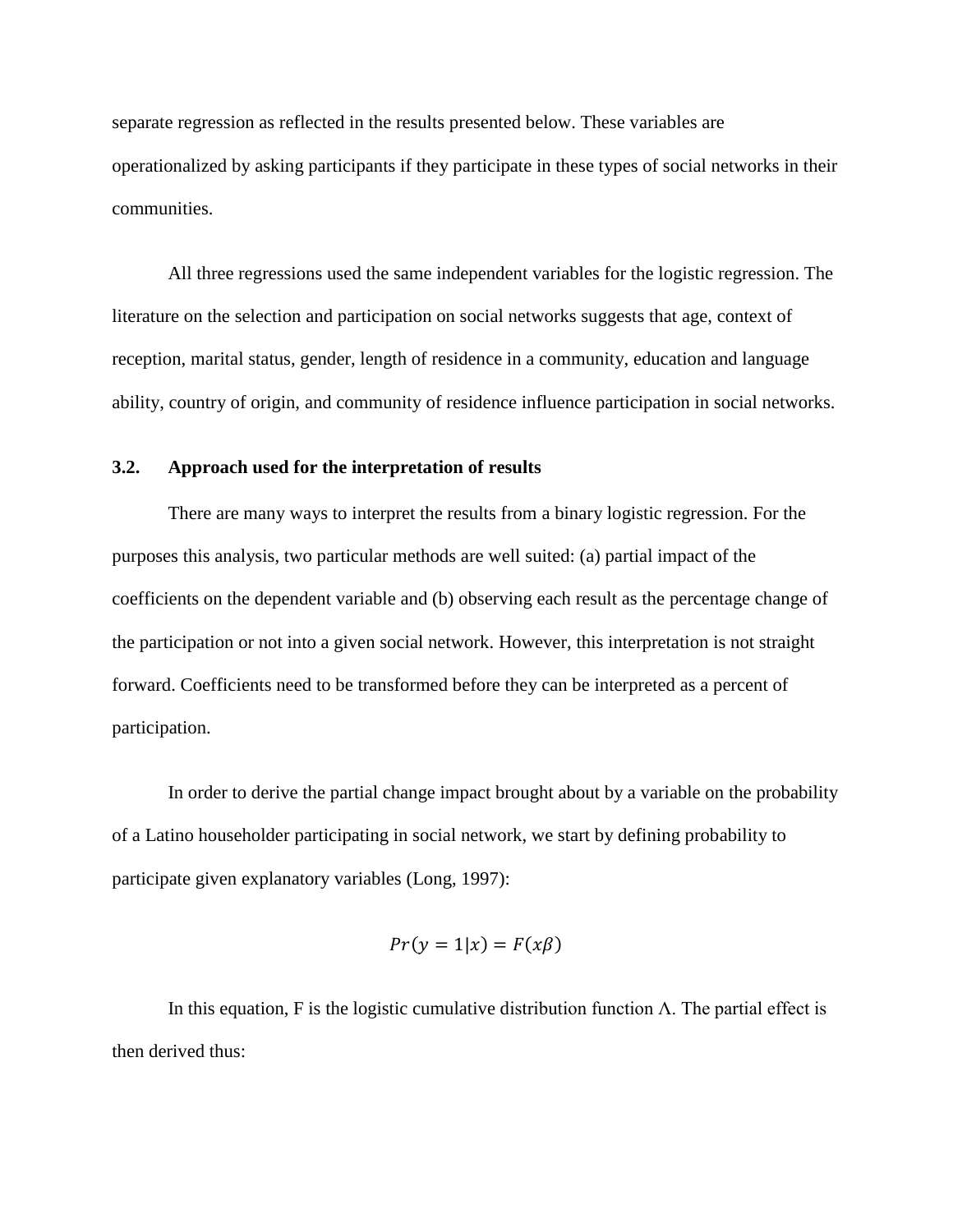separate regression as reflected in the results presented below. These variables are operationalized by asking participants if they participate in these types of social networks in their communities.

All three regressions used the same independent variables for the logistic regression. The literature on the selection and participation on social networks suggests that age, context of reception, marital status, gender, length of residence in a community, education and language ability, country of origin, and community of residence influence participation in social networks.

### 3.2. Approach used for the interpretation of results

There are many ways to interpret the results from a binary logistic regression. For the purposes this analysis, two particular methods are well suited: (a) partial impact of the coefficients on the dependent variable and (b) observing each result as the percentage change of the participation or not into a given social network. However, this interpretation is not straight forward. Coefficients need to be transformed before they can be interpreted as a percent of participation.

In order to derive the partial change impact brought about by a variable on the probability of a Latino householder participating in social network, we start by defining probability to participate given explanatory variables (Long, 1997):

$$Pr(y = 1|x) = F(x\beta)$$

In this equation, F is the logistic cumulative distribution function $\Lambda$. The partial effect is then derived thus: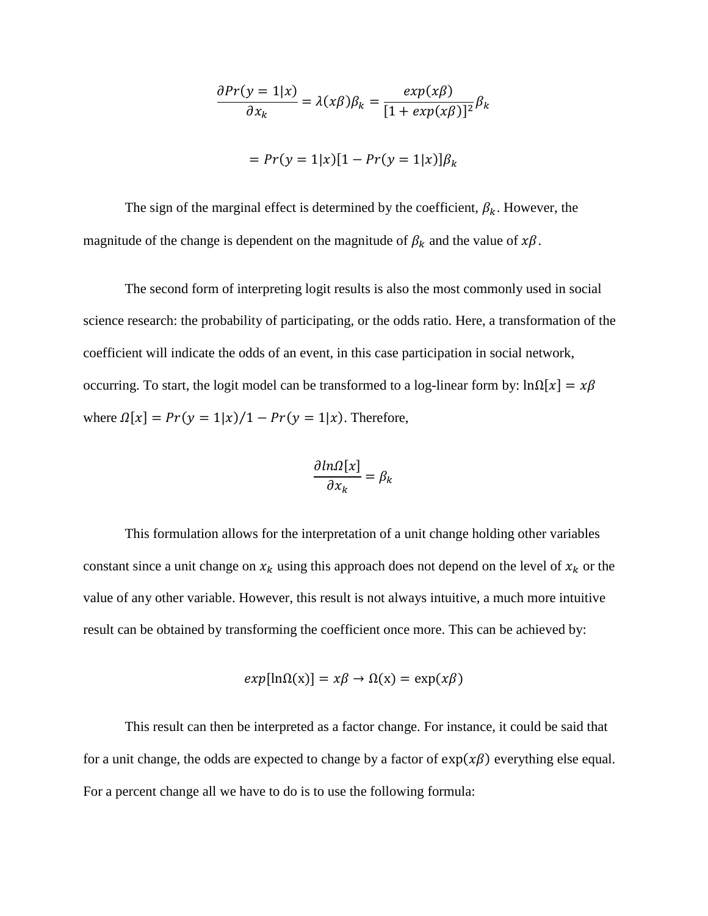$$\frac{\partial Pr(y=1|x)}{\partial x_k} = \lambda(x\beta)\beta_k = \frac{exp(x\beta)}{[1+exp(x\beta)]^2}\beta_k$$

$$= Pr(y=1|x)[1-Pr(y=1|x)]\beta_k$$

The sign of the marginal effect is determined by the coefficient, $\beta_k$. However, the magnitude of the change is dependent on the magnitude of $\beta_k$ and the value of $x\beta$.

The second form of interpreting logit results is also the most commonly used in social science research: the probability of participating, or the odds ratio. Here, a transformation of the coefficient will indicate the odds of an event, in this case participation in social network, occurring. To start, the logit model can be transformed to a log-linear form by: $\ln\Omega[x] = x\beta$ where $\Omega[x] = Pr(y=1|x)/1 - Pr(y=1|x)$. Therefore,

$$\frac{\partial ln\Omega[x]}{\partial x_k} = \beta_k$$

This formulation allows for the interpretation of a unit change holding other variables constant since a unit change on $x_k$ using this approach does not depend on the level of $x_k$ or the value of any other variable. However, this result is not always intuitive, a much more intuitive result can be obtained by transforming the coefficient once more. This can be achieved by:

$$exp[\ln\Omega(\mathrm{x})] = x\beta \rightarrow \Omega(\mathrm{x}) = \exp(x\beta)$$

This result can then be interpreted as a factor change. For instance, it could be said that for a unit change, the odds are expected to change by a factor of $\exp(x\beta)$ everything else equal. For a percent change all we have to do is to use the following formula: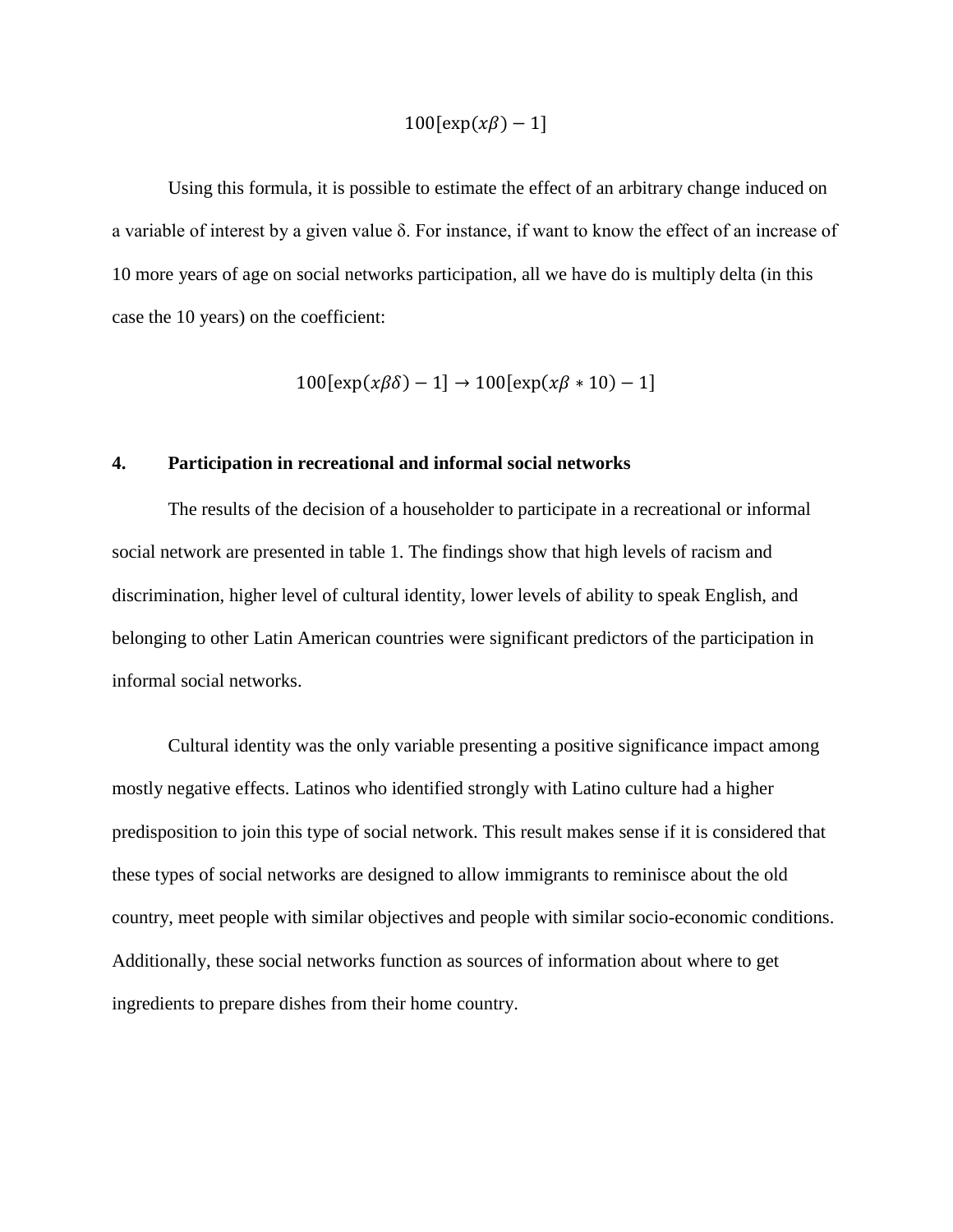$$100[\exp(x\beta) - 1]$$

Using this formula, it is possible to estimate the effect of an arbitrary change induced on a variable of interest by a given value δ. For instance, if want to know the effect of an increase of 10 more years of age on social networks participation, all we have do is multiply delta (in this case the 10 years) on the coefficient:

$$100[\exp(x\beta\delta) - 1] \rightarrow 100[\exp(x\beta * 10) - 1]$$

## 4. Participation in recreational and informal social networks

The results of the decision of a householder to participate in a recreational or informal social network are presented in table 1. The findings show that high levels of racism and discrimination, higher level of cultural identity, lower levels of ability to speak English, and belonging to other Latin American countries were significant predictors of the participation in informal social networks.

Cultural identity was the only variable presenting a positive significance impact among mostly negative effects. Latinos who identified strongly with Latino culture had a higher predisposition to join this type of social network. This result makes sense if it is considered that these types of social networks are designed to allow immigrants to reminisce about the old country, meet people with similar objectives and people with similar socio-economic conditions. Additionally, these social networks function as sources of information about where to get ingredients to prepare dishes from their home country.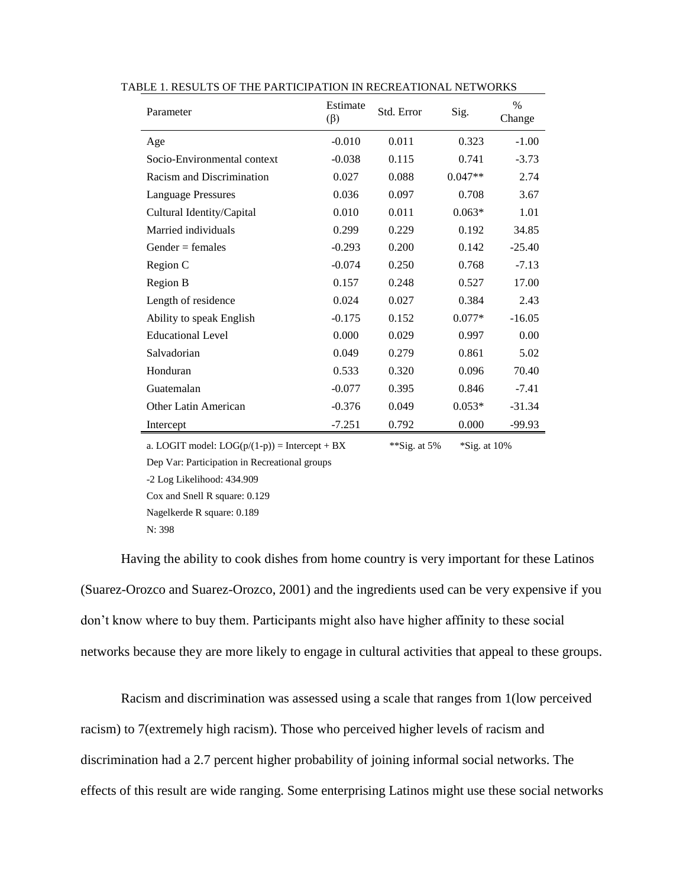TABLE 1. RESULTS OF THE PARTICIPATION IN RECREATIONAL NETWORKS

| Parameter | Estimate (β) | Std. Error | Sig. | % Change |
|---|---|---|---|---|
| Age | -0.010 | 0.011 | 0.323 | -1.00 |
| Socio-Environmental context | -0.038 | 0.115 | 0.741 | -3.73 |
| Racism and Discrimination | 0.027 | 0.088 | 0.047** | 2.74 |
| Language Pressures | 0.036 | 0.097 | 0.708 | 3.67 |
| Cultural Identity/Capital | 0.010 | 0.011 | 0.063* | 1.01 |
| Married individuals | 0.299 | 0.229 | 0.192 | 34.85 |
| Gender = females | -0.293 | 0.200 | 0.142 | -25.40 |
| Region C | -0.074 | 0.250 | 0.768 | -7.13 |
| Region B | 0.157 | 0.248 | 0.527 | 17.00 |
| Length of residence | 0.024 | 0.027 | 0.384 | 2.43 |
| Ability to speak English | -0.175 | 0.152 | 0.077* | -16.05 |
| Educational Level | 0.000 | 0.029 | 0.997 | 0.00 |
| Salvadorian | 0.049 | 0.279 | 0.861 | 5.02 |
| Honduran | 0.533 | 0.320 | 0.096 | 70.40 |
| Guatemalan | -0.077 | 0.395 | 0.846 | -7.41 |
| Other Latin American | -0.376 | 0.049 | 0.053* | -31.34 |
| Intercept | -7.251 | 0.792 | 0.000 | -99.93 |

a. LOGIT model: $LOG(p/(1-p)) = Intercept + BX$ **Sig. at 5% *Sig. at 10%

Dep Var: Participation in Recreational groups

-2 Log Likelihood: 434.909

Cox and Snell R square: 0.129

Nagelkerde R square: 0.189

N: 398

Having the ability to cook dishes from home country is very important for these Latinos (Suarez-Orozco and Suarez-Orozco, 2001) and the ingredients used can be very expensive if you don't know where to buy them. Participants might also have higher affinity to these social networks because they are more likely to engage in cultural activities that appeal to these groups.

Racism and discrimination was assessed using a scale that ranges from 1(low perceived racism) to 7(extremely high racism). Those who perceived higher levels of racism and discrimination had a 2.7 percent higher probability of joining informal social networks. The effects of this result are wide ranging. Some enterprising Latinos might use these social networks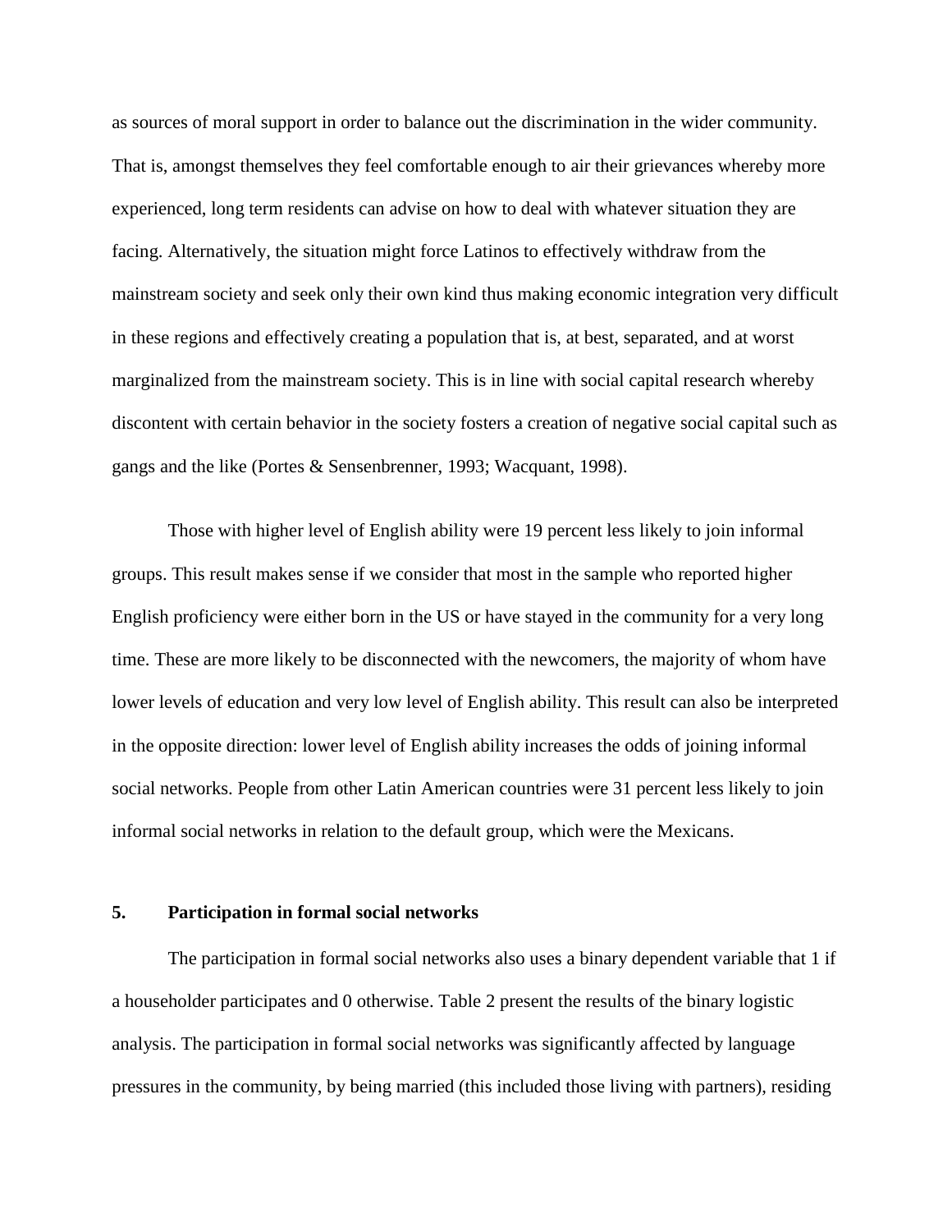as sources of moral support in order to balance out the discrimination in the wider community. That is, amongst themselves they feel comfortable enough to air their grievances whereby more experienced, long term residents can advise on how to deal with whatever situation they are facing. Alternatively, the situation might force Latinos to effectively withdraw from the mainstream society and seek only their own kind thus making economic integration very difficult in these regions and effectively creating a population that is, at best, separated, and at worst marginalized from the mainstream society. This is in line with social capital research whereby discontent with certain behavior in the society fosters a creation of negative social capital such as gangs and the like (Portes & Sensenbrenner, 1993; Wacquant, 1998).

Those with higher level of English ability were 19 percent less likely to join informal groups. This result makes sense if we consider that most in the sample who reported higher English proficiency were either born in the US or have stayed in the community for a very long time. These are more likely to be disconnected with the newcomers, the majority of whom have lower levels of education and very low level of English ability. This result can also be interpreted in the opposite direction: lower level of English ability increases the odds of joining informal social networks. People from other Latin American countries were 31 percent less likely to join informal social networks in relation to the default group, which were the Mexicans.

## 5. Participation in formal social networks

The participation in formal social networks also uses a binary dependent variable that 1 if a householder participates and 0 otherwise. Table 2 present the results of the binary logistic analysis. The participation in formal social networks was significantly affected by language pressures in the community, by being married (this included those living with partners), residing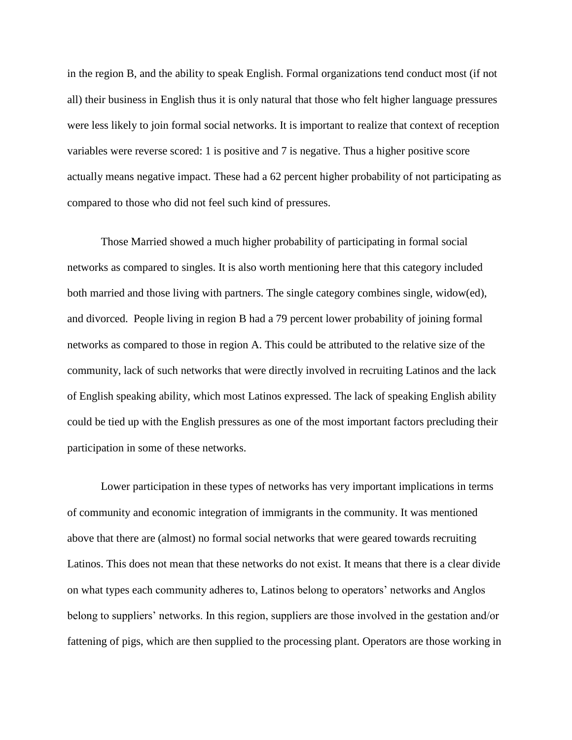in the region B, and the ability to speak English. Formal organizations tend conduct most (if not all) their business in English thus it is only natural that those who felt higher language pressures were less likely to join formal social networks. It is important to realize that context of reception variables were reverse scored: 1 is positive and 7 is negative. Thus a higher positive score actually means negative impact. These had a 62 percent higher probability of not participating as compared to those who did not feel such kind of pressures.

Those Married showed a much higher probability of participating in formal social networks as compared to singles. It is also worth mentioning here that this category included both married and those living with partners. The single category combines single, widow(ed), and divorced.  People living in region B had a 79 percent lower probability of joining formal networks as compared to those in region A. This could be attributed to the relative size of the community, lack of such networks that were directly involved in recruiting Latinos and the lack of English speaking ability, which most Latinos expressed. The lack of speaking English ability could be tied up with the English pressures as one of the most important factors precluding their participation in some of these networks.

Lower participation in these types of networks has very important implications in terms of community and economic integration of immigrants in the community. It was mentioned above that there are (almost) no formal social networks that were geared towards recruiting Latinos. This does not mean that these networks do not exist. It means that there is a clear divide on what types each community adheres to, Latinos belong to operators' networks and Anglos belong to suppliers' networks. In this region, suppliers are those involved in the gestation and/or fattening of pigs, which are then supplied to the processing plant. Operators are those working in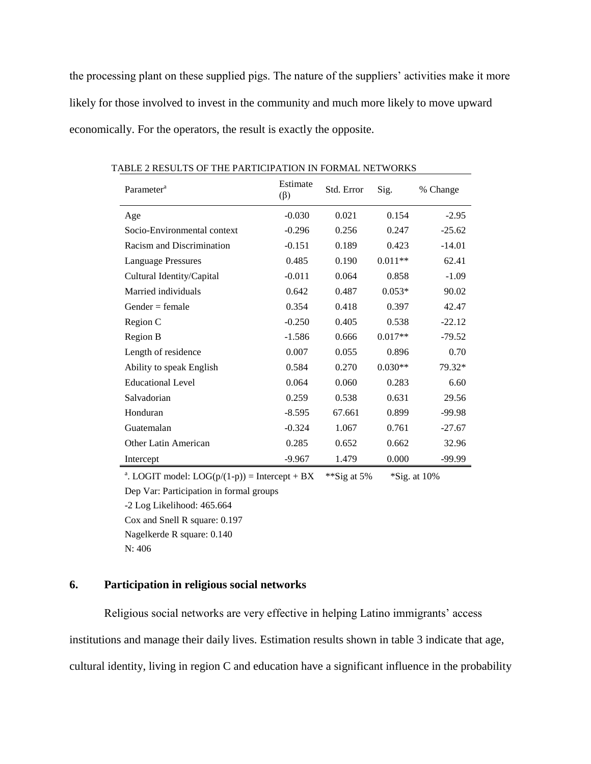the processing plant on these supplied pigs. The nature of the suppliers' activities make it more likely for those involved to invest in the community and much more likely to move upward economically. For the operators, the result is exactly the opposite.

TABLE 2 RESULTS OF THE PARTICIPATION IN FORMAL NETWORKS

| Parameter[a] | Estimate (β) | Std. Error | Sig. | % Change |
|---|---|---|---|---|
| Age | -0.030 | 0.021 | 0.154 | -2.95 |
| Socio-Environmental context | -0.296 | 0.256 | 0.247 | -25.62 |
| Racism and Discrimination | -0.151 | 0.189 | 0.423 | -14.01 |
| Language Pressures | 0.485 | 0.190 | 0.011** | 62.41 |
| Cultural Identity/Capital | -0.011 | 0.064 | 0.858 | -1.09 |
| Married individuals | 0.642 | 0.487 | 0.053* | 90.02 |
| Gender = female | 0.354 | 0.418 | 0.397 | 42.47 |
| Region C | -0.250 | 0.405 | 0.538 | -22.12 |
| Region B | -1.586 | 0.666 | 0.017** | -79.52 |
| Length of residence | 0.007 | 0.055 | 0.896 | 0.70 |
| Ability to speak English | 0.584 | 0.270 | 0.030** | 79.32* |
| Educational Level | 0.064 | 0.060 | 0.283 | 6.60 |
| Salvadorian | 0.259 | 0.538 | 0.631 | 29.56 |
| Honduran | -8.595 | 67.661 | 0.899 | -99.98 |
| Guatemalan | -0.324 | 1.067 | 0.761 | -27.67 |
| Other Latin American | 0.285 | 0.652 | 0.662 | 32.96 |
| Intercept | -9.967 | 1.479 | 0.000 | -99.99 |

[a]. LOGIT model: $LOG(p/(1-p)) = Intercept + BX$  **Sig at 5%  *Sig. at 10%

Dep Var: Participation in formal groups

-2 Log Likelihood: 465.664

Cox and Snell R square: 0.197

Nagelkerde R square: 0.140

N: 406

## 6. Participation in religious social networks

Religious social networks are very effective in helping Latino immigrants' access institutions and manage their daily lives. Estimation results shown in table 3 indicate that age, cultural identity, living in region C and education have a significant influence in the probability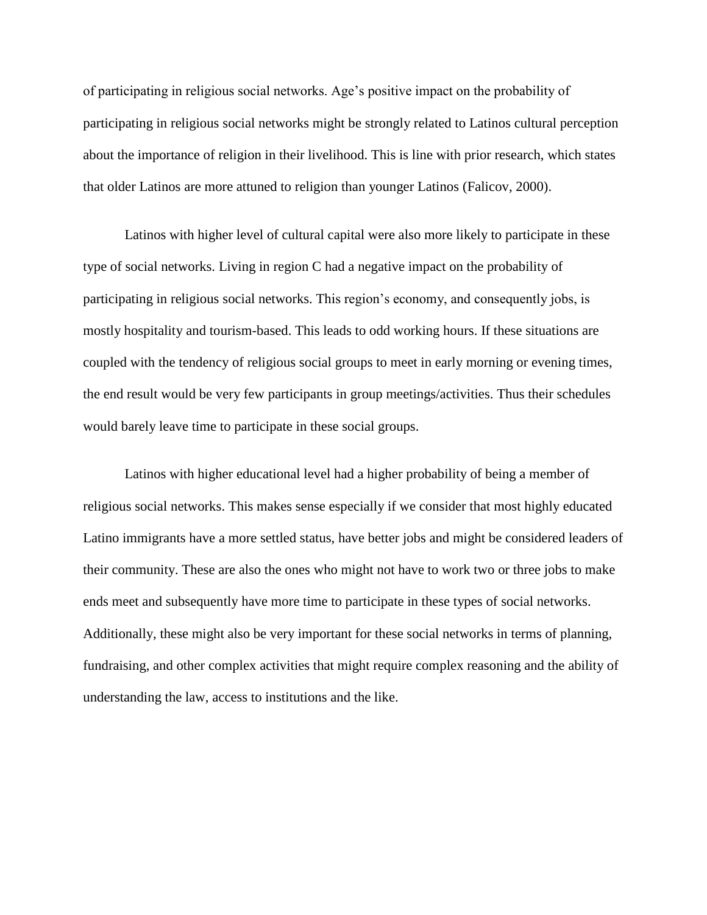of participating in religious social networks. Age's positive impact on the probability of participating in religious social networks might be strongly related to Latinos cultural perception about the importance of religion in their livelihood. This is line with prior research, which states that older Latinos are more attuned to religion than younger Latinos (Falicov, 2000).

Latinos with higher level of cultural capital were also more likely to participate in these type of social networks. Living in region C had a negative impact on the probability of participating in religious social networks. This region's economy, and consequently jobs, is mostly hospitality and tourism-based. This leads to odd working hours. If these situations are coupled with the tendency of religious social groups to meet in early morning or evening times, the end result would be very few participants in group meetings/activities. Thus their schedules would barely leave time to participate in these social groups.

Latinos with higher educational level had a higher probability of being a member of religious social networks. This makes sense especially if we consider that most highly educated Latino immigrants have a more settled status, have better jobs and might be considered leaders of their community. These are also the ones who might not have to work two or three jobs to make ends meet and subsequently have more time to participate in these types of social networks. Additionally, these might also be very important for these social networks in terms of planning, fundraising, and other complex activities that might require complex reasoning and the ability of understanding the law, access to institutions and the like.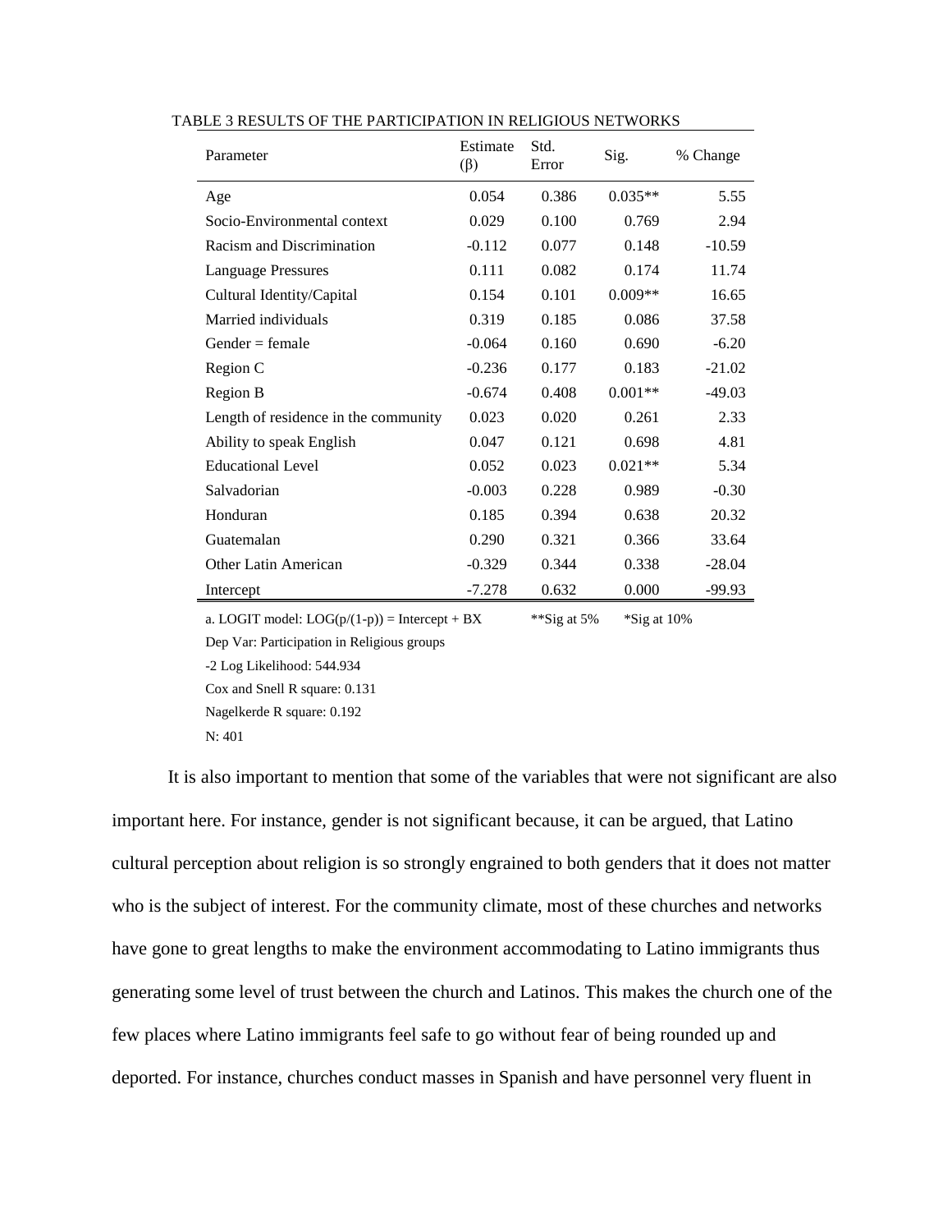TABLE 3 RESULTS OF THE PARTICIPATION IN RELIGIOUS NETWORKS

| Parameter | Estimate (β) | Std. Error | Sig. | % Change |
|---|---|---|---|---|
| Age | 0.054 | 0.386 | 0.035** | 5.55 |
| Socio-Environmental context | 0.029 | 0.100 | 0.769 | 2.94 |
| Racism and Discrimination | -0.112 | 0.077 | 0.148 | -10.59 |
| Language Pressures | 0.111 | 0.082 | 0.174 | 11.74 |
| Cultural Identity/Capital | 0.154 | 0.101 | 0.009** | 16.65 |
| Married individuals | 0.319 | 0.185 | 0.086 | 37.58 |
| Gender = female | -0.064 | 0.160 | 0.690 | -6.20 |
| Region C | -0.236 | 0.177 | 0.183 | -21.02 |
| Region B | -0.674 | 0.408 | 0.001** | -49.03 |
| Length of residence in the community | 0.023 | 0.020 | 0.261 | 2.33 |
| Ability to speak English | 0.047 | 0.121 | 0.698 | 4.81 |
| Educational Level | 0.052 | 0.023 | 0.021** | 5.34 |
| Salvadorian | -0.003 | 0.228 | 0.989 | -0.30 |
| Honduran | 0.185 | 0.394 | 0.638 | 20.32 |
| Guatemalan | 0.290 | 0.321 | 0.366 | 33.64 |
| Other Latin American | -0.329 | 0.344 | 0.338 | -28.04 |
| Intercept | -7.278 | 0.632 | 0.000 | -99.93 |

a. LOGIT model: LOG(p/(1-p)) = Intercept + BX  **Sig at 5%  *Sig at 10%

Dep Var: Participation in Religious groups

-2 Log Likelihood: 544.934

Cox and Snell R square: 0.131

Nagelkerde R square: 0.192

N: 401

It is also important to mention that some of the variables that were not significant are also important here. For instance, gender is not significant because, it can be argued, that Latino cultural perception about religion is so strongly engrained to both genders that it does not matter who is the subject of interest. For the community climate, most of these churches and networks have gone to great lengths to make the environment accommodating to Latino immigrants thus generating some level of trust between the church and Latinos. This makes the church one of the few places where Latino immigrants feel safe to go without fear of being rounded up and deported. For instance, churches conduct masses in Spanish and have personnel very fluent in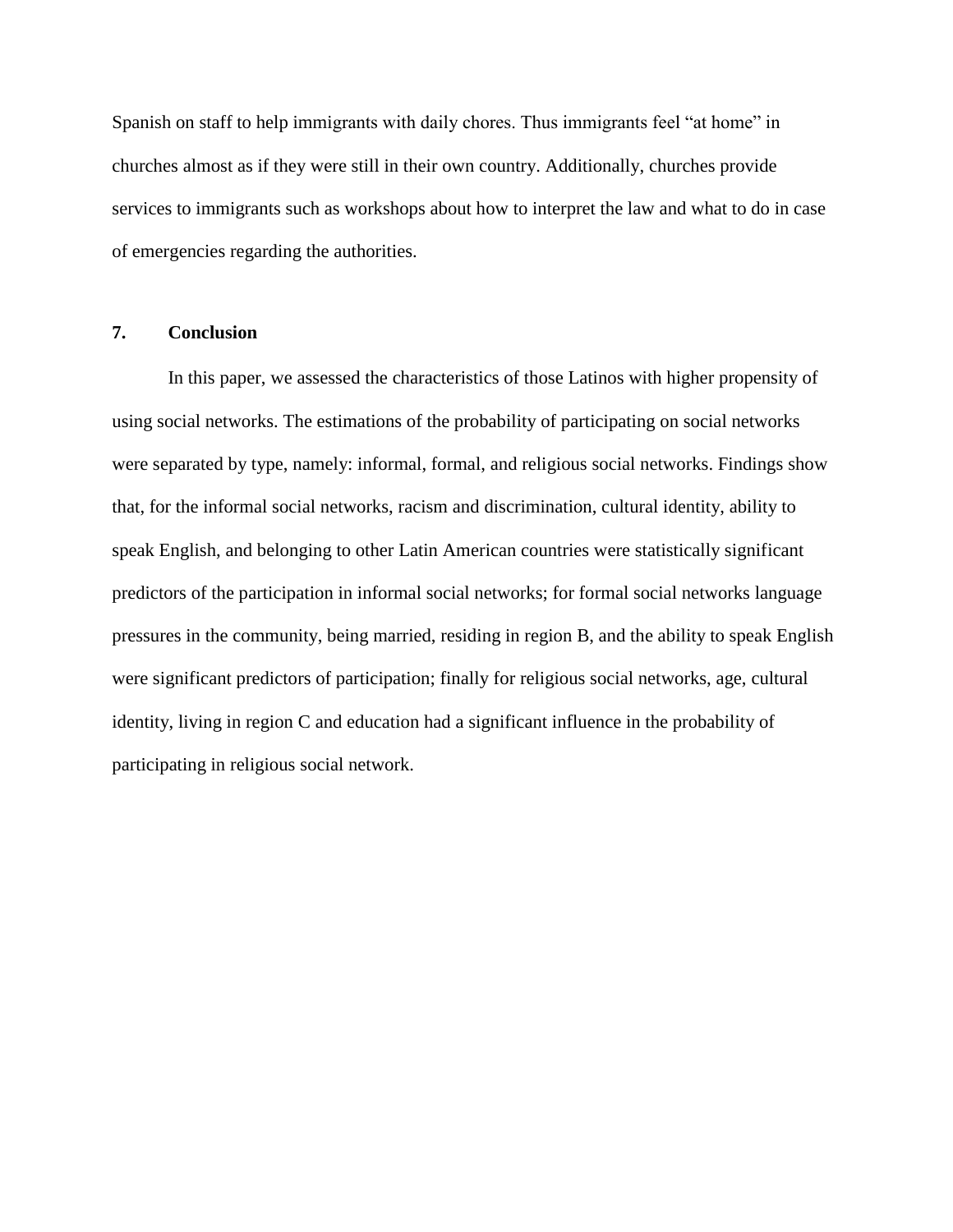Spanish on staff to help immigrants with daily chores. Thus immigrants feel “at home” in churches almost as if they were still in their own country. Additionally, churches provide services to immigrants such as workshops about how to interpret the law and what to do in case of emergencies regarding the authorities.

## 7. Conclusion

In this paper, we assessed the characteristics of those Latinos with higher propensity of using social networks. The estimations of the probability of participating on social networks were separated by type, namely: informal, formal, and religious social networks. Findings show that, for the informal social networks, racism and discrimination, cultural identity, ability to speak English, and belonging to other Latin American countries were statistically significant predictors of the participation in informal social networks; for formal social networks language pressures in the community, being married, residing in region B, and the ability to speak English were significant predictors of participation; finally for religious social networks, age, cultural identity, living in region C and education had a significant influence in the probability of participating in religious social network.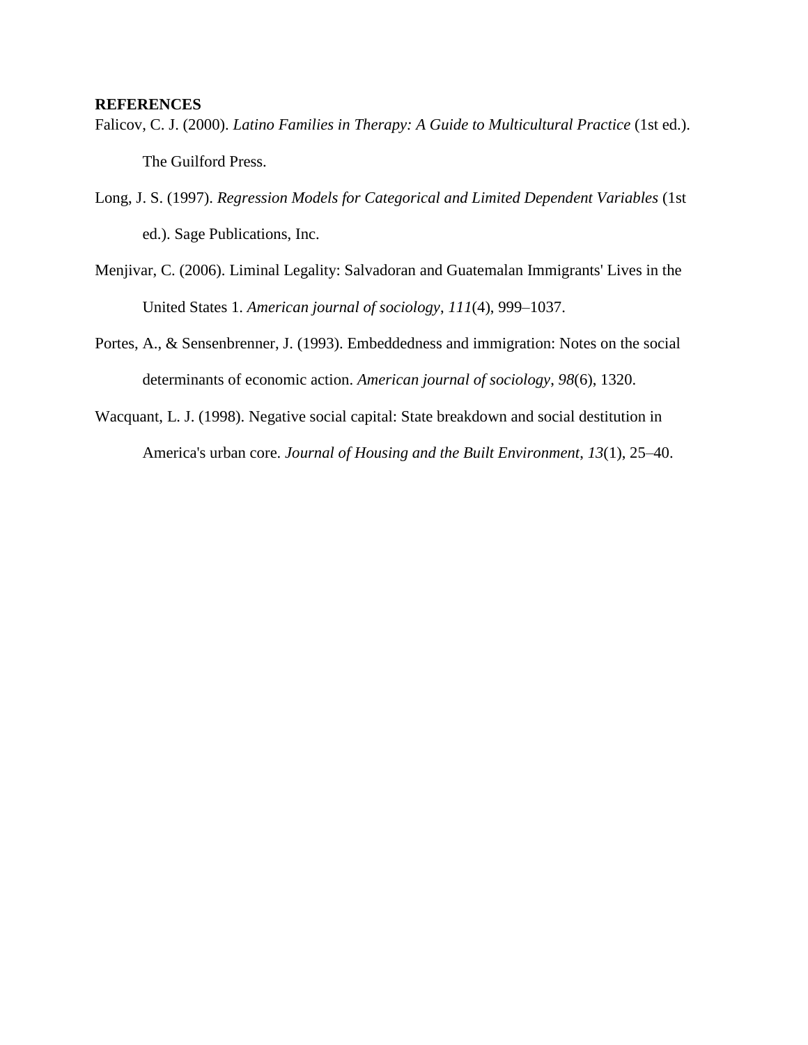**REFERENCES**

Falicov, C. J. (2000). *Latino Families in Therapy: A Guide to Multicultural Practice* (1st ed.). The Guilford Press.

Long, J. S. (1997). *Regression Models for Categorical and Limited Dependent Variables* (1st ed.). Sage Publications, Inc.

Menjivar, C. (2006). Liminal Legality: Salvadoran and Guatemalan Immigrants' Lives in the United States 1. *American journal of sociology*, *111*(4), 999–1037.

Portes, A., & Sensenbrenner, J. (1993). Embeddedness and immigration: Notes on the social determinants of economic action. *American journal of sociology*, *98*(6), 1320.

Wacquant, L. J. (1998). Negative social capital: State breakdown and social destitution in America's urban core. *Journal of Housing and the Built Environment*, *13*(1), 25–40.